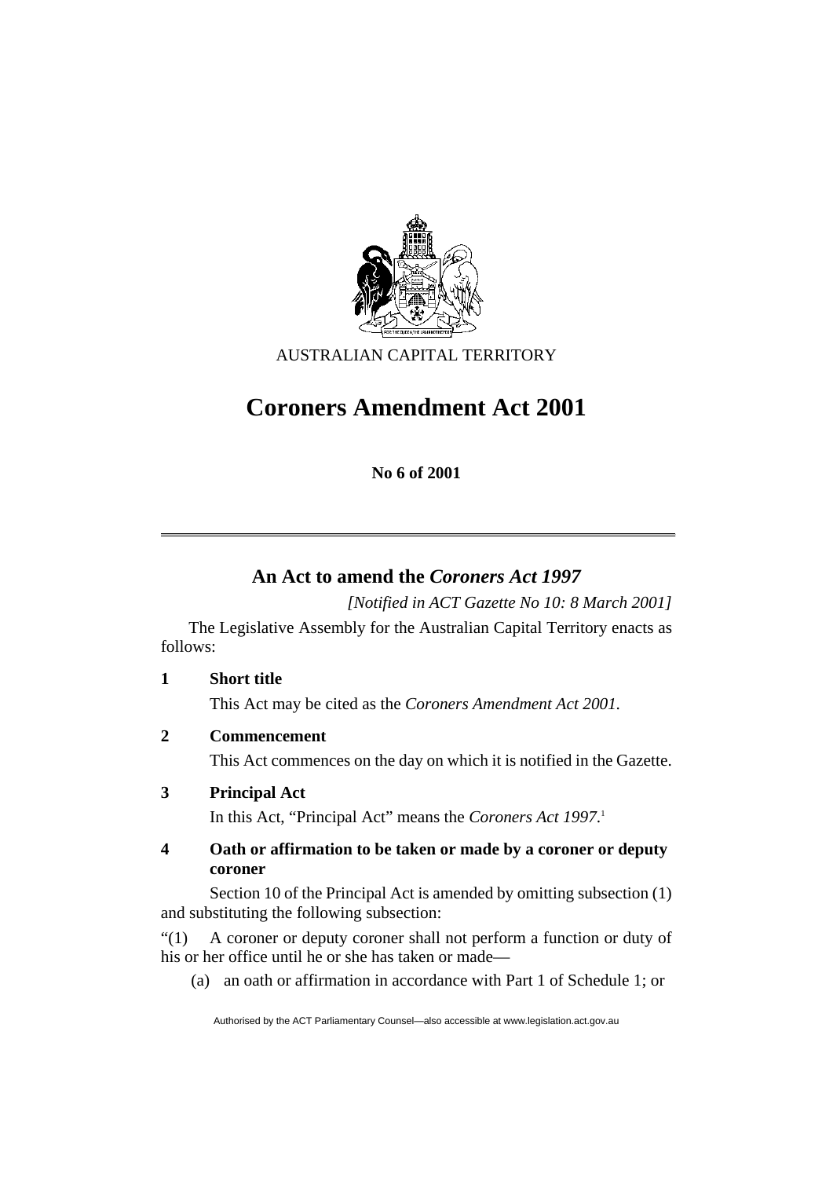AUSTRALIAN CAPITAL TERRITORY

# Coroners Amendment Act 2001

**No 6 of 2001**

---

## An Act to amend the *Coroners Act 1997*

*[Notified in ACT Gazette No 10: 8 March 2001]*

The Legislative Assembly for the Australian Capital Territory enacts as follows:

### 1 Short title

This Act may be cited as the *Coroners Amendment Act 2001*.

### 2 Commencement

This Act commences on the day on which it is notified in the Gazette.

### 3 Principal Act

In this Act, "Principal Act" means the *Coroners Act 1997*.[1]

### 4 Oath or affirmation to be taken or made by a coroner or deputy coroner

Section 10 of the Principal Act is amended by omitting subsection (1) and substituting the following subsection:

"(1) A coroner or deputy coroner shall not perform a function or duty of his or her office until he or she has taken or made—

(a) an oath or affirmation in accordance with Part 1 of Schedule 1; or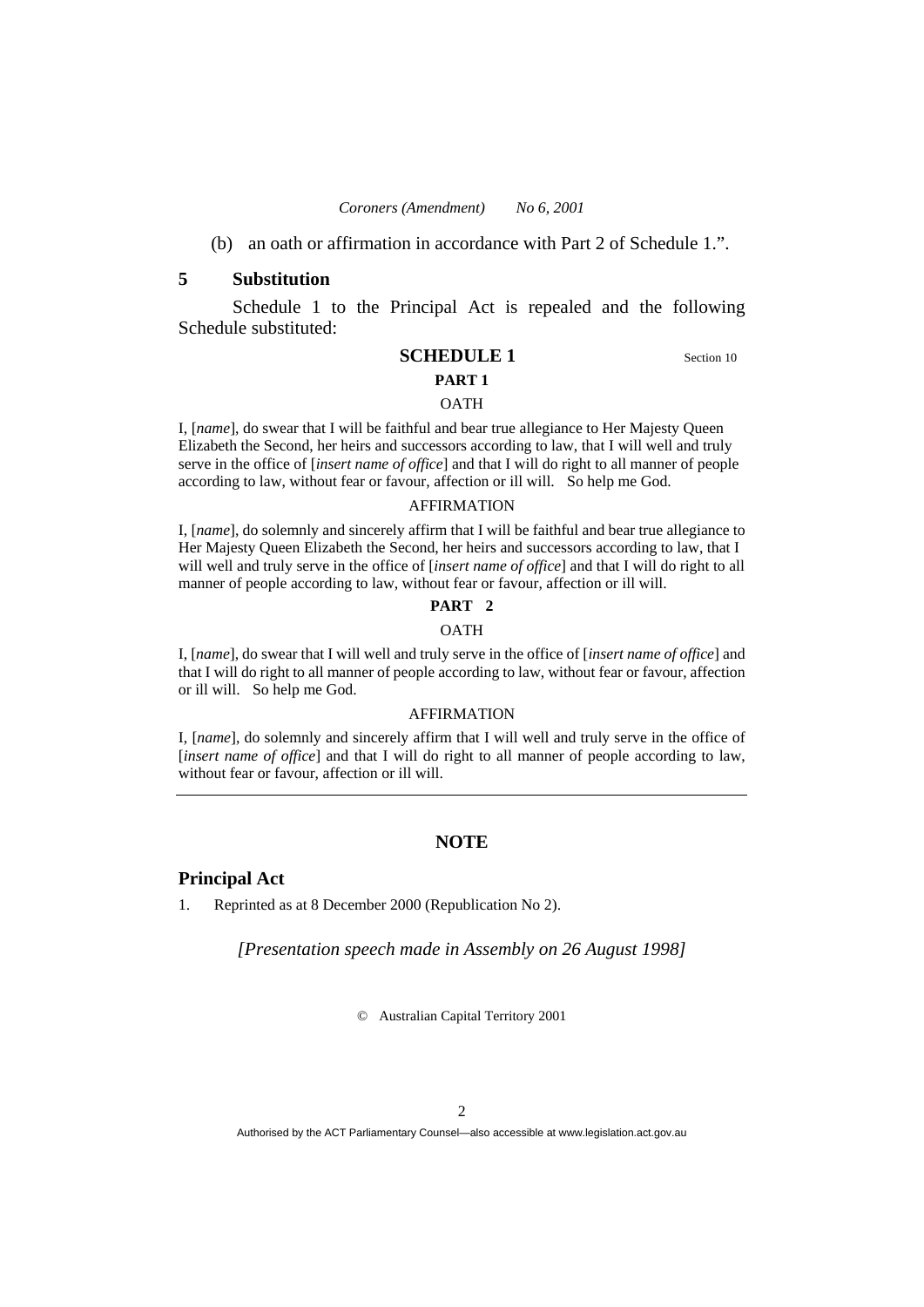(b) an oath or affirmation in accordance with Part 2 of Schedule 1.”.

## 5 Substitution

Schedule 1 to the Principal Act is repealed and the following Schedule substituted:

### SCHEDULE 1

Section 10

#### PART 1

OATH

I, [*name*], do swear that I will be faithful and bear true allegiance to Her Majesty Queen Elizabeth the Second, her heirs and successors according to law, that I will well and truly serve in the office of [*insert name of office*] and that I will do right to all manner of people according to law, without fear or favour, affection or ill will. So help me God.

AFFIRMATION

I, [*name*], do solemnly and sincerely affirm that I will be faithful and bear true allegiance to Her Majesty Queen Elizabeth the Second, her heirs and successors according to law, that I will well and truly serve in the office of [*insert name of office*] and that I will do right to all manner of people according to law, without fear or favour, affection or ill will.

#### PART 2

OATH

I, [*name*], do swear that I will well and truly serve in the office of [*insert name of office*] and that I will do right to all manner of people according to law, without fear or favour, affection or ill will. So help me God.

AFFIRMATION

I, [*name*], do solemnly and sincerely affirm that I will well and truly serve in the office of [*insert name of office*] and that I will do right to all manner of people according to law, without fear or favour, affection or ill will.

---

## NOTE

### Principal Act

1. Reprinted as at 8 December 2000 (Republication No 2).

*[Presentation speech made in Assembly on 26 August 1998]*

© Australian Capital Territory 2001